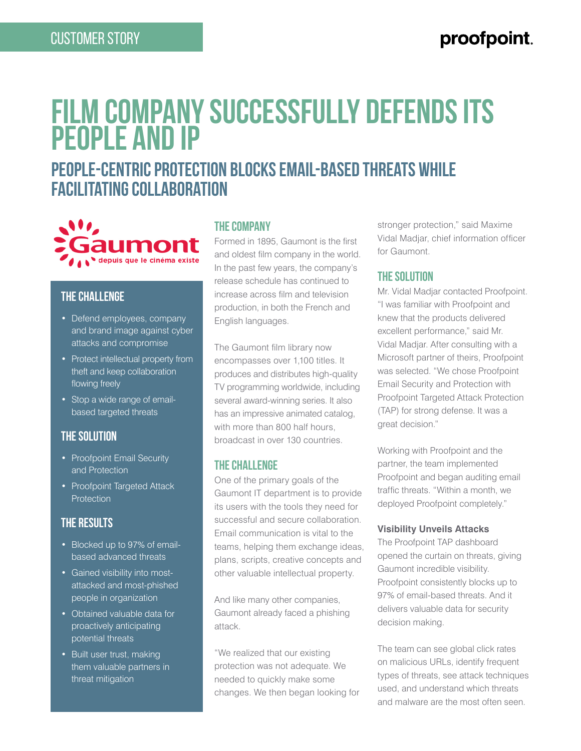CUSTOMER STORY

# FILM COMPANY SUCCESSFULLY DEFENDS ITS PEOPLE AND IP

## PEOPLE-CENTRIC PROTECTION BLOCKS EMAIL-BASED THREATS WHILE FACILITATING COLLABORATION

Gaumont depuis que le cinéma existe

### THE CHALLENGE

- Defend employees, company and brand image against cyber attacks and compromise
- Protect intellectual property from theft and keep collaboration flowing freely
- Stop a wide range of email-based targeted threats

### THE SOLUTION

- Proofpoint Email Security and Protection
- Proofpoint Targeted Attack Protection

### THE RESULTS

- Blocked up to 97% of email-based advanced threats
- Gained visibility into most-attacked and most-phished people in organization
- Obtained valuable data for proactively anticipating potential threats
- Built user trust, making them valuable partners in threat mitigation

### THE COMPANY

Formed in 1895, Gaumont is the first and oldest film company in the world. In the past few years, the company's release schedule has continued to increase across film and television production, in both the French and English languages.

The Gaumont film library now encompasses over 1,100 titles. It produces and distributes high-quality TV programming worldwide, including several award-winning series. It also has an impressive animated catalog, with more than 800 half hours, broadcast in over 130 countries.

### THE CHALLENGE

One of the primary goals of the Gaumont IT department is to provide its users with the tools they need for successful and secure collaboration. Email communication is vital to the teams, helping them exchange ideas, plans, scripts, creative concepts and other valuable intellectual property.

And like many other companies, Gaumont already faced a phishing attack.

"We realized that our existing protection was not adequate. We needed to quickly make some changes. We then began looking for stronger protection," said Maxime Vidal Madjar, chief information officer for Gaumont.

### THE SOLUTION

Mr. Vidal Madjar contacted Proofpoint. "I was familiar with Proofpoint and knew that the products delivered excellent performance," said Mr. Vidal Madjar. After consulting with a Microsoft partner of theirs, Proofpoint was selected. "We chose Proofpoint Email Security and Protection with Proofpoint Targeted Attack Protection (TAP) for strong defense. It was a great decision."

Working with Proofpoint and the partner, the team implemented Proofpoint and began auditing email traffic threats. "Within a month, we deployed Proofpoint completely."

**Visibility Unveils Attacks**

The Proofpoint TAP dashboard opened the curtain on threats, giving Gaumont incredible visibility. Proofpoint consistently blocks up to 97% of email-based threats. And it delivers valuable data for security decision making.

The team can see global click rates on malicious URLs, identify frequent types of threats, see attack techniques used, and understand which threats and malware are the most often seen.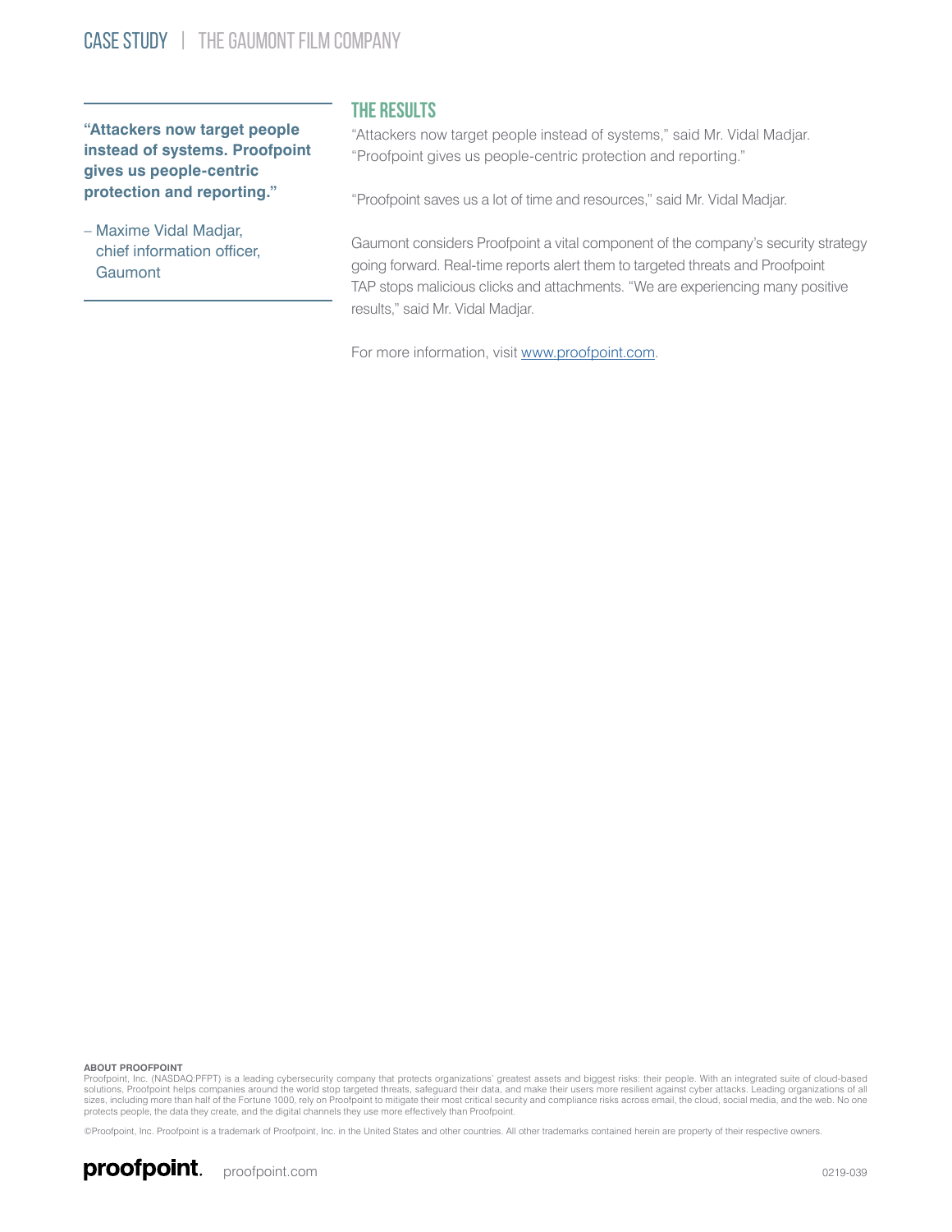> **"Attackers now target people instead of systems. Proofpoint gives us people-centric protection and reporting."**
>
> – Maxime Vidal Madjar, chief information officer, Gaumont

## THE RESULTS

"Attackers now target people instead of systems," said Mr. Vidal Madjar. "Proofpoint gives us people-centric protection and reporting."

"Proofpoint saves us a lot of time and resources," said Mr. Vidal Madjar.

Gaumont considers Proofpoint a vital component of the company's security strategy going forward. Real-time reports alert them to targeted threats and Proofpoint TAP stops malicious clicks and attachments. "We are experiencing many positive results," said Mr. Vidal Madjar.

For more information, visit www.proofpoint.com.

**ABOUT PROOFPOINT**

Proofpoint, Inc. (NASDAQ:PFPT) is a leading cybersecurity company that protects organizations' greatest assets and biggest risks: their people. With an integrated suite of cloud-based solutions, Proofpoint helps companies around the world stop targeted threats, safeguard their data, and make their users more resilient against cyber attacks. Leading organizations of all sizes, including more than half of the Fortune 1000, rely on Proofpoint to mitigate their most critical security and compliance risks across email, the cloud, social media, and the web. No one protects people, the data they create, and the digital channels they use more effectively than Proofpoint.

©Proofpoint, Inc. Proofpoint is a trademark of Proofpoint, Inc. in the United States and other countries. All other trademarks contained herein are property of their respective owners.

proofpoint. proofpoint.com

0219-039